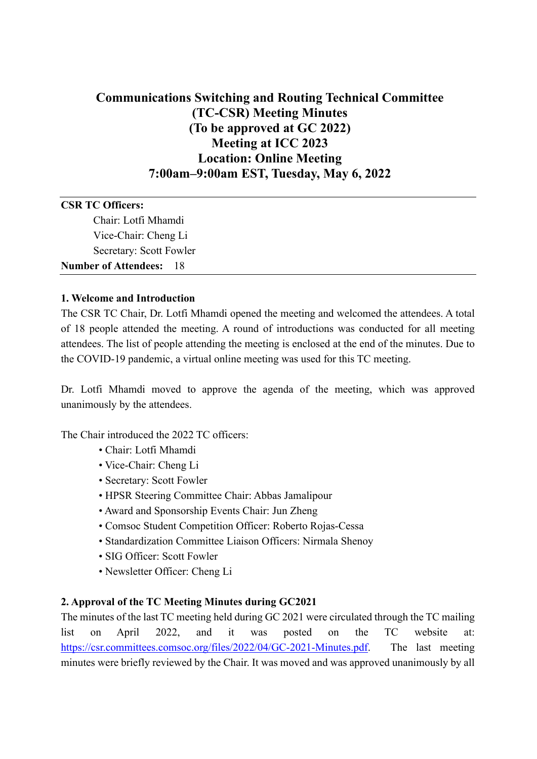# Communications Switching and Routing Technical Committee (TC-CSR) Meeting Minutes (To be approved at GC 2022) Meeting at ICC 2023 Location: Online Meeting 7:00am–9:00am EST, Tuesday, May 6, 2022

**CSR TC Officers:**

Chair: Lotfi Mhamdi
Vice-Chair: Cheng Li
Secretary: Scott Fowler

**Number of Attendees:** 18

### 1. Welcome and Introduction

The CSR TC Chair, Dr. Lotfi Mhamdi opened the meeting and welcomed the attendees. A total of 18 people attended the meeting. A round of introductions was conducted for all meeting attendees. The list of people attending the meeting is enclosed at the end of the minutes. Due to the COVID-19 pandemic, a virtual online meeting was used for this TC meeting.

Dr. Lotfi Mhamdi moved to approve the agenda of the meeting, which was approved unanimously by the attendees.

The Chair introduced the 2022 TC officers:

- Chair: Lotfi Mhamdi
- Vice-Chair: Cheng Li
- Secretary: Scott Fowler
- HPSR Steering Committee Chair: Abbas Jamalipour
- Award and Sponsorship Events Chair: Jun Zheng
- Comsoc Student Competition Officer: Roberto Rojas-Cessa
- Standardization Committee Liaison Officers: Nirmala Shenoy
- SIG Officer: Scott Fowler
- Newsletter Officer: Cheng Li

### 2. Approval of the TC Meeting Minutes during GC2021

The minutes of the last TC meeting held during GC 2021 were circulated through the TC mailing list on April 2022, and it was posted on the TC website at: [https://csr.committees.comsoc.org/files/2022/04/GC-2021-Minutes.pdf](https://csr.committees.comsoc.org/files/2022/04/GC-2021-Minutes.pdf). The last meeting minutes were briefly reviewed by the Chair. It was moved and was approved unanimously by all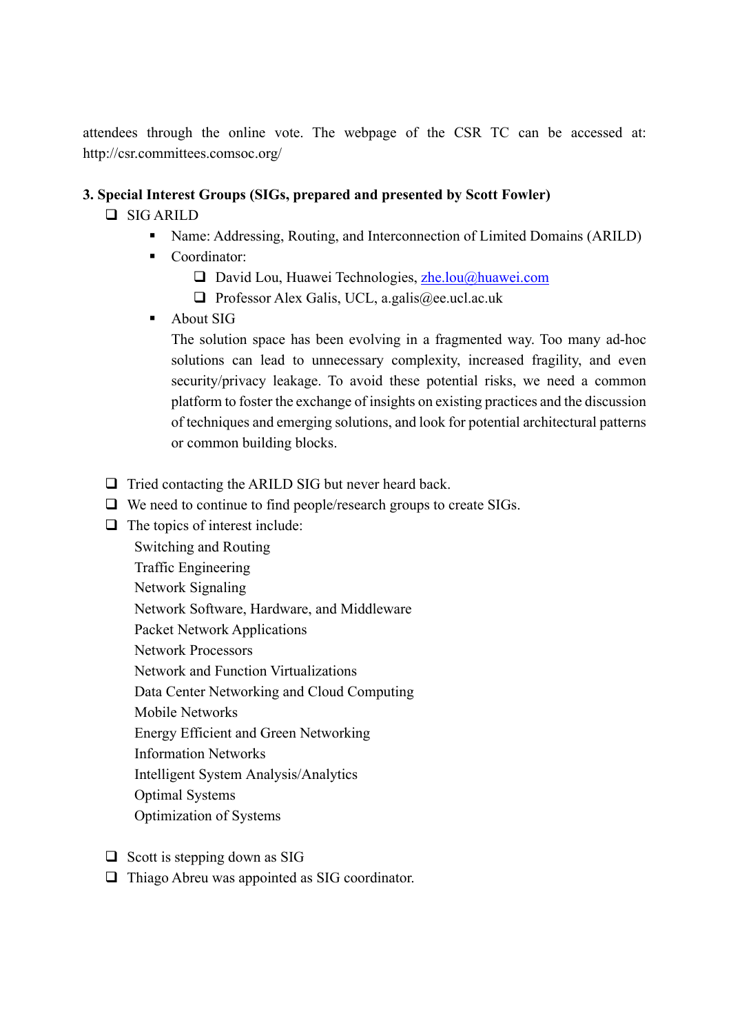attendees through the online vote. The webpage of the CSR TC can be accessed at: http://csr.committees.comsoc.org/

**3. Special Interest Groups (SIGs, prepared and presented by Scott Fowler)**

- SIG ARILD
  - Name: Addressing, Routing, and Interconnection of Limited Domains (ARILD)
  - Coordinator:
    - David Lou, Huawei Technologies, zhe.lou@huawei.com
    - Professor Alex Galis, UCL, a.galis@ee.ucl.ac.uk
  - About SIG

    The solution space has been evolving in a fragmented way. Too many ad-hoc solutions can lead to unnecessary complexity, increased fragility, and even security/privacy leakage. To avoid these potential risks, we need a common platform to foster the exchange of insights on existing practices and the discussion of techniques and emerging solutions, and look for potential architectural patterns or common building blocks.

- Tried contacting the ARILD SIG but never heard back.
- We need to continue to find people/research groups to create SIGs.
- The topics of interest include:

  Switching and Routing
  Traffic Engineering
  Network Signaling
  Network Software, Hardware, and Middleware
  Packet Network Applications
  Network Processors
  Network and Function Virtualizations
  Data Center Networking and Cloud Computing
  Mobile Networks
  Energy Efficient and Green Networking
  Information Networks
  Intelligent System Analysis/Analytics
  Optimal Systems
  Optimization of Systems

- Scott is stepping down as SIG
- Thiago Abreu was appointed as SIG coordinator.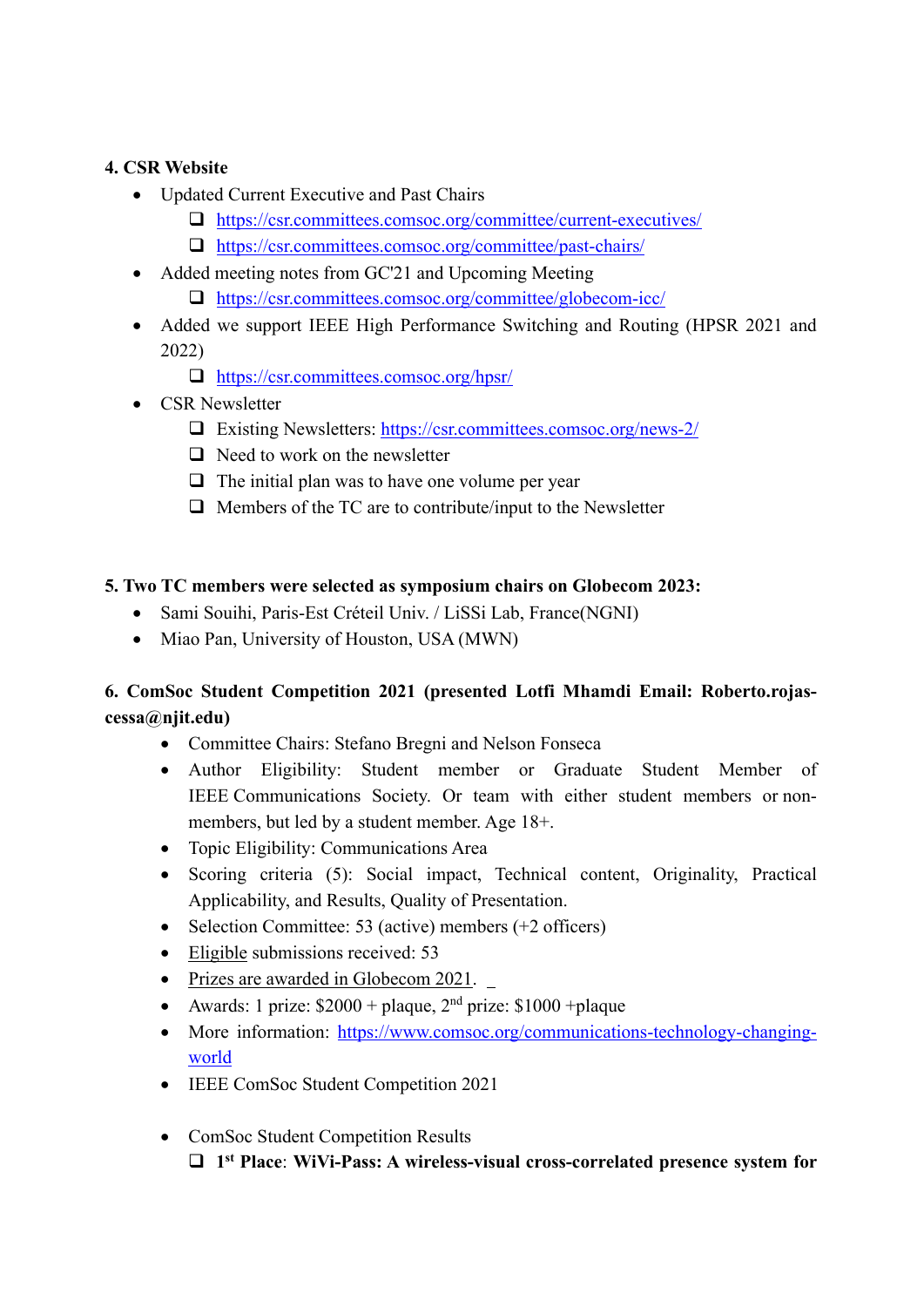**4. CSR Website**

- Updated Current Executive and Past Chairs
  - https://csr.committees.comsoc.org/committee/current-executives/
  - https://csr.committees.comsoc.org/committee/past-chairs/
- Added meeting notes from GC'21 and Upcoming Meeting
  - https://csr.committees.comsoc.org/committee/globecom-icc/
- Added we support IEEE High Performance Switching and Routing (HPSR 2021 and 2022)
  - https://csr.committees.comsoc.org/hpsr/
- CSR Newsletter
  - Existing Newsletters: https://csr.committees.comsoc.org/news-2/
  - Need to work on the newsletter
  - The initial plan was to have one volume per year
  - Members of the TC are to contribute/input to the Newsletter

**5. Two TC members were selected as symposium chairs on Globecom 2023:**

- Sami Souihi, Paris-Est Créteil Univ. / LiSSi Lab, France(NGNI)
- Miao Pan, University of Houston, USA (MWN)

**6. ComSoc Student Competition 2021 (presented Lotfi Mhamdi Email: Roberto.rojas-cessa@njit.edu)**

- Committee Chairs: Stefano Bregni and Nelson Fonseca
- Author Eligibility: Student member or Graduate Student Member of IEEE Communications Society. Or team with either student members or non-members, but led by a student member. Age 18+.
- Topic Eligibility: Communications Area
- Scoring criteria (5): Social impact, Technical content, Originality, Practical Applicability, and Results, Quality of Presentation.
- Selection Committee: 53 (active) members (+2 officers)
- Eligible submissions received: 53
- Prizes are awarded in Globecom 2021.
- Awards: 1 prize: $2000 + plaque, 2nd prize: $1000 +plaque
- More information: https://www.comsoc.org/communications-technology-changing-world
- IEEE ComSoc Student Competition 2021

- ComSoc Student Competition Results
  - **1st Place**: **WiVi-Pass: A wireless-visual cross-correlated presence system for**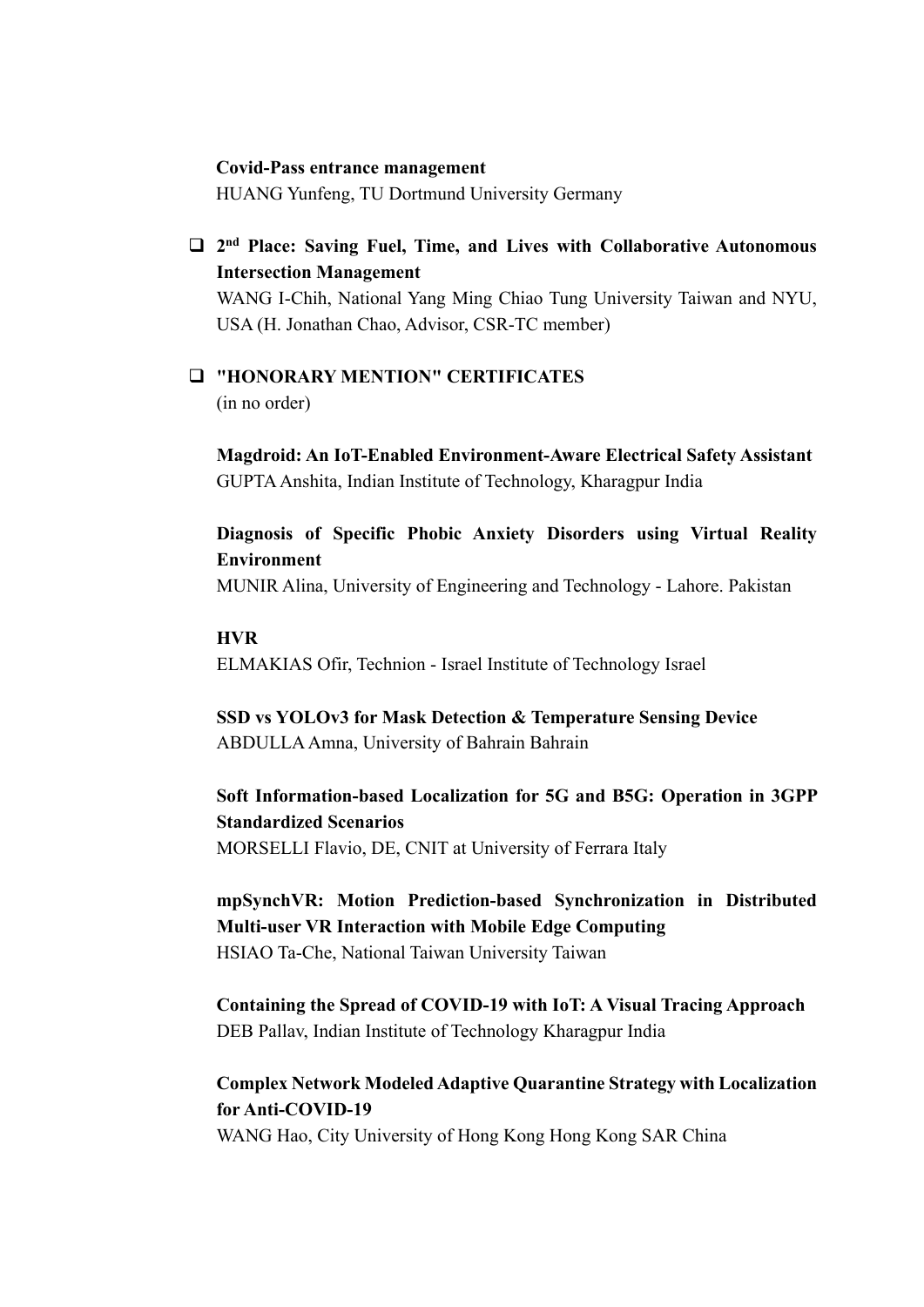**Covid-Pass entrance management**
HUANG Yunfeng, TU Dortmund University Germany

- **2nd Place: Saving Fuel, Time, and Lives with Collaborative Autonomous Intersection Management**
  WANG I-Chih, National Yang Ming Chiao Tung University Taiwan and NYU, USA (H. Jonathan Chao, Advisor, CSR-TC member)

- **"HONORARY MENTION" CERTIFICATES**
  (in no order)

  **Magdroid: An IoT-Enabled Environment-Aware Electrical Safety Assistant**
  GUPTA Anshita, Indian Institute of Technology, Kharagpur India

  **Diagnosis of Specific Phobic Anxiety Disorders using Virtual Reality Environment**
  MUNIR Alina, University of Engineering and Technology - Lahore. Pakistan

  **HVR**
  ELMAKIAS Ofir, Technion - Israel Institute of Technology Israel

  **SSD vs YOLOv3 for Mask Detection & Temperature Sensing Device**
  ABDULLA Amna, University of Bahrain Bahrain

  **Soft Information-based Localization for 5G and B5G: Operation in 3GPP Standardized Scenarios**
  MORSELLI Flavio, DE, CNIT at University of Ferrara Italy

  **mpSynchVR: Motion Prediction-based Synchronization in Distributed Multi-user VR Interaction with Mobile Edge Computing**
  HSIAO Ta-Che, National Taiwan University Taiwan

  **Containing the Spread of COVID-19 with IoT: A Visual Tracing Approach**
  DEB Pallav, Indian Institute of Technology Kharagpur India

  **Complex Network Modeled Adaptive Quarantine Strategy with Localization for Anti-COVID-19**
  WANG Hao, City University of Hong Kong Hong Kong SAR China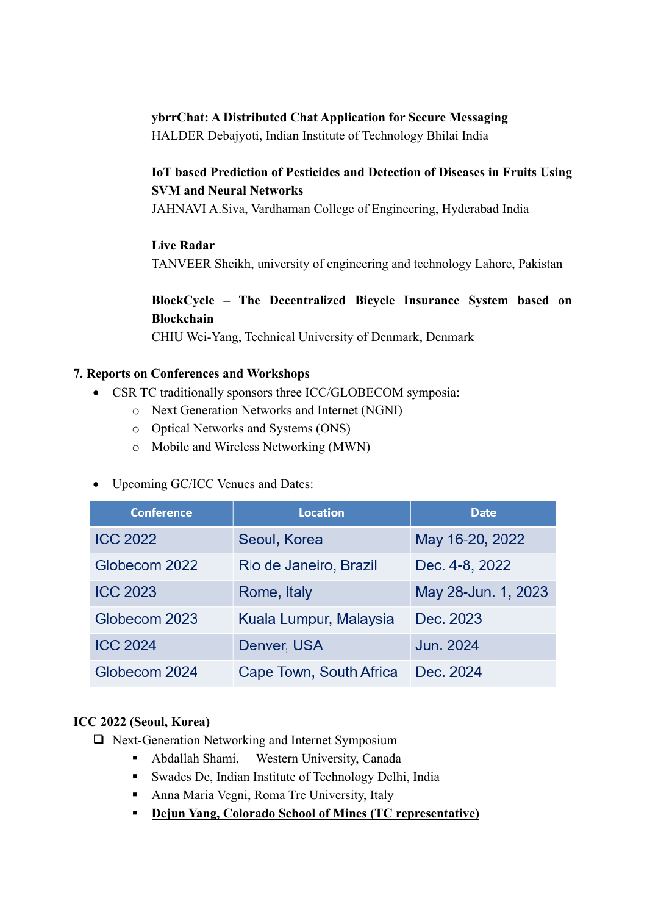**ybrrChat: A Distributed Chat Application for Secure Messaging**
HALDER Debajyoti, Indian Institute of Technology Bhilai India

**IoT based Prediction of Pesticides and Detection of Diseases in Fruits Using SVM and Neural Networks**
JAHNAVI A.Siva, Vardhaman College of Engineering, Hyderabad India

**Live Radar**
TANVEER Sheikh, university of engineering and technology Lahore, Pakistan

**BlockCycle – The Decentralized Bicycle Insurance System based on Blockchain**
CHIU Wei-Yang, Technical University of Denmark, Denmark

## 7. Reports on Conferences and Workshops

- CSR TC traditionally sponsors three ICC/GLOBECOM symposia:
  - Next Generation Networks and Internet (NGNI)
  - Optical Networks and Systems (ONS)
  - Mobile and Wireless Networking (MWN)

- Upcoming GC/ICC Venues and Dates:

| Conference | Location | Date |
|---|---|---|
| ICC 2022 | Seoul, Korea | May 16-20, 2022 |
| Globecom 2022 | Rio de Janeiro, Brazil | Dec. 4-8, 2022 |
| ICC 2023 | Rome, Italy | May 28-Jun. 1, 2023 |
| Globecom 2023 | Kuala Lumpur, Malaysia | Dec. 2023 |
| ICC 2024 | Denver, USA | Jun. 2024 |
| Globecom 2024 | Cape Town, South Africa | Dec. 2024 |

**ICC 2022 (Seoul, Korea)**

- Next-Generation Networking and Internet Symposium
  - Abdallah Shami, Western University, Canada
  - Swades De, Indian Institute of Technology Delhi, India
  - Anna Maria Vegni, Roma Tre University, Italy
  - **Dejun Yang, Colorado School of Mines (TC representative)**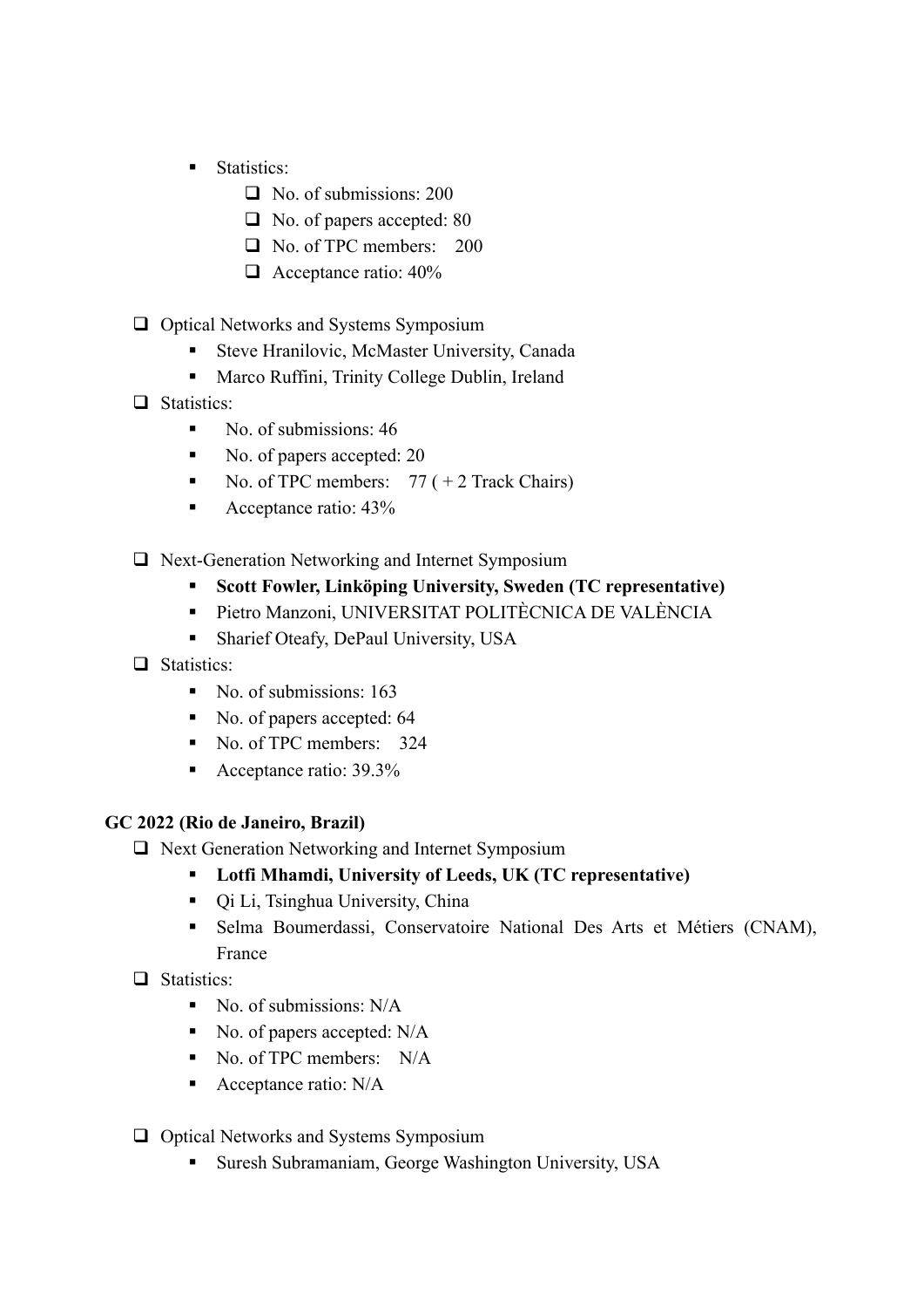- Statistics:
    - No. of submissions: 200
    - No. of papers accepted: 80
    - No. of TPC members: 200
    - Acceptance ratio: 40%

- Optical Networks and Systems Symposium
    - Steve Hranilovic, McMaster University, Canada
    - Marco Ruffini, Trinity College Dublin, Ireland
- Statistics:
    - No. of submissions: 46
    - No. of papers accepted: 20
    - No. of TPC members: 77 ( + 2 Track Chairs)
    - Acceptance ratio: 43%

- Next-Generation Networking and Internet Symposium
    - **Scott Fowler, Linköping University, Sweden (TC representative)**
    - Pietro Manzoni, UNIVERSITAT POLITÈCNICA DE VALÈNCIA
    - Sharief Oteafy, DePaul University, USA
- Statistics:
    - No. of submissions: 163
    - No. of papers accepted: 64
    - No. of TPC members: 324
    - Acceptance ratio: 39.3%

**GC 2022 (Rio de Janeiro, Brazil)**

- Next Generation Networking and Internet Symposium
    - **Lotfi Mhamdi, University of Leeds, UK (TC representative)**
    - Qi Li, Tsinghua University, China
    - Selma Boumerdassi, Conservatoire National Des Arts et Métiers (CNAM), France
- Statistics:
    - No. of submissions: N/A
    - No. of papers accepted: N/A
    - No. of TPC members: N/A
    - Acceptance ratio: N/A

- Optical Networks and Systems Symposium
    - Suresh Subramaniam, George Washington University, USA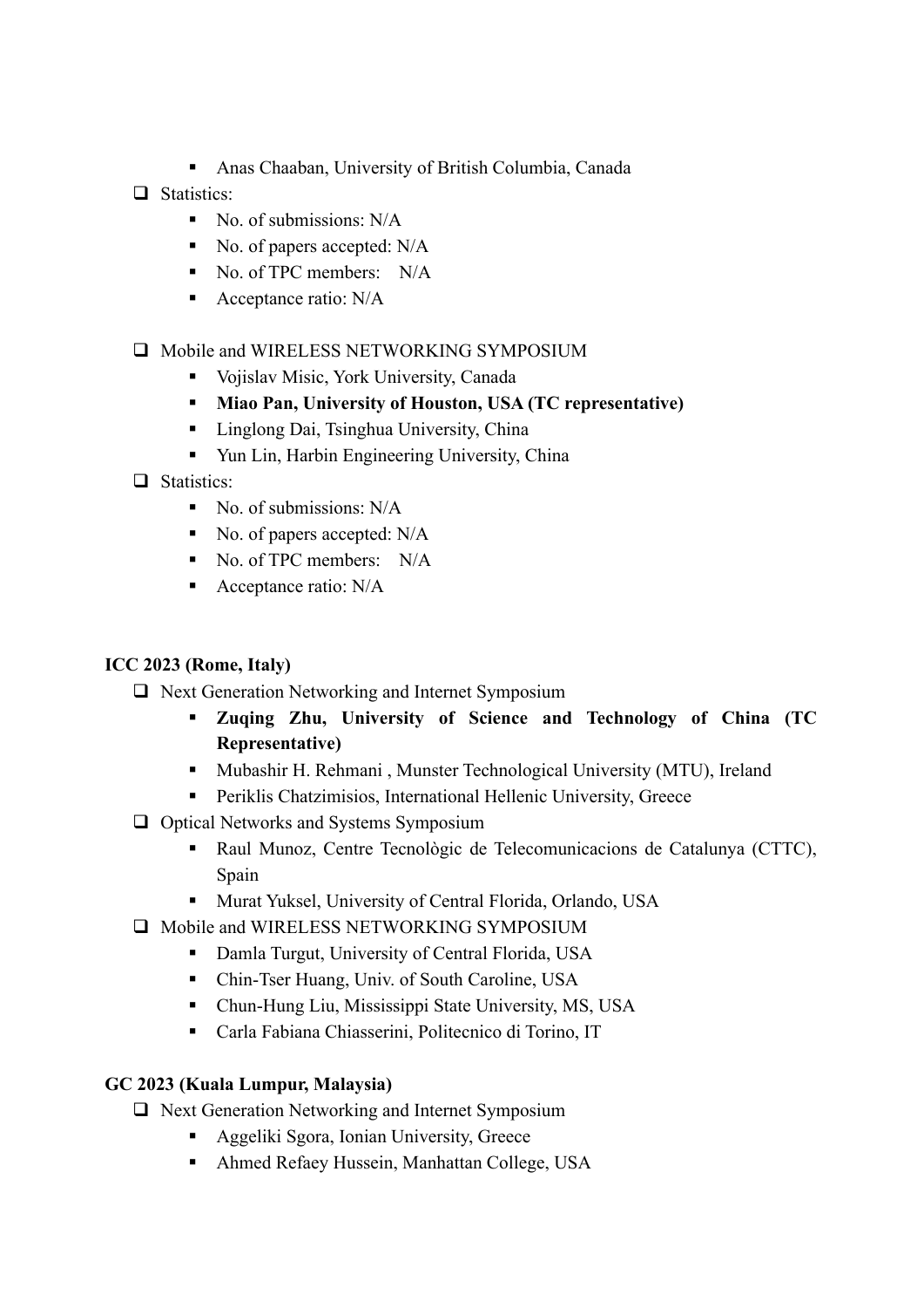- Anas Chaaban, University of British Columbia, Canada
- Statistics:
    - No. of submissions: N/A
    - No. of papers accepted: N/A
    - No. of TPC members:    N/A
    - Acceptance ratio: N/A

- Mobile and WIRELESS NETWORKING SYMPOSIUM
    - Vojislav Misic, York University, Canada
    - **Miao Pan, University of Houston, USA (TC representative)**
    - Linglong Dai, Tsinghua University, China
    - Yun Lin, Harbin Engineering University, China
- Statistics:
    - No. of submissions: N/A
    - No. of papers accepted: N/A
    - No. of TPC members:    N/A
    - Acceptance ratio: N/A

**ICC 2023 (Rome, Italy)**

- Next Generation Networking and Internet Symposium
    - **Zuqing Zhu, University of Science and Technology of China (TC Representative)**
    - Mubashir H. Rehmani , Munster Technological University (MTU), Ireland
    - Periklis Chatzimisios, International Hellenic University, Greece
- Optical Networks and Systems Symposium
    - Raul Munoz, Centre Tecnològic de Telecomunicacions de Catalunya (CTTC), Spain
    - Murat Yuksel, University of Central Florida, Orlando, USA
- Mobile and WIRELESS NETWORKING SYMPOSIUM
    - Damla Turgut, University of Central Florida, USA
    - Chin-Tser Huang, Univ. of South Caroline, USA
    - Chun-Hung Liu, Mississippi State University, MS, USA
    - Carla Fabiana Chiasserini, Politecnico di Torino, IT

**GC 2023 (Kuala Lumpur, Malaysia)**

- Next Generation Networking and Internet Symposium
    - Aggeliki Sgora, Ionian University, Greece
    - Ahmed Refaey Hussein, Manhattan College, USA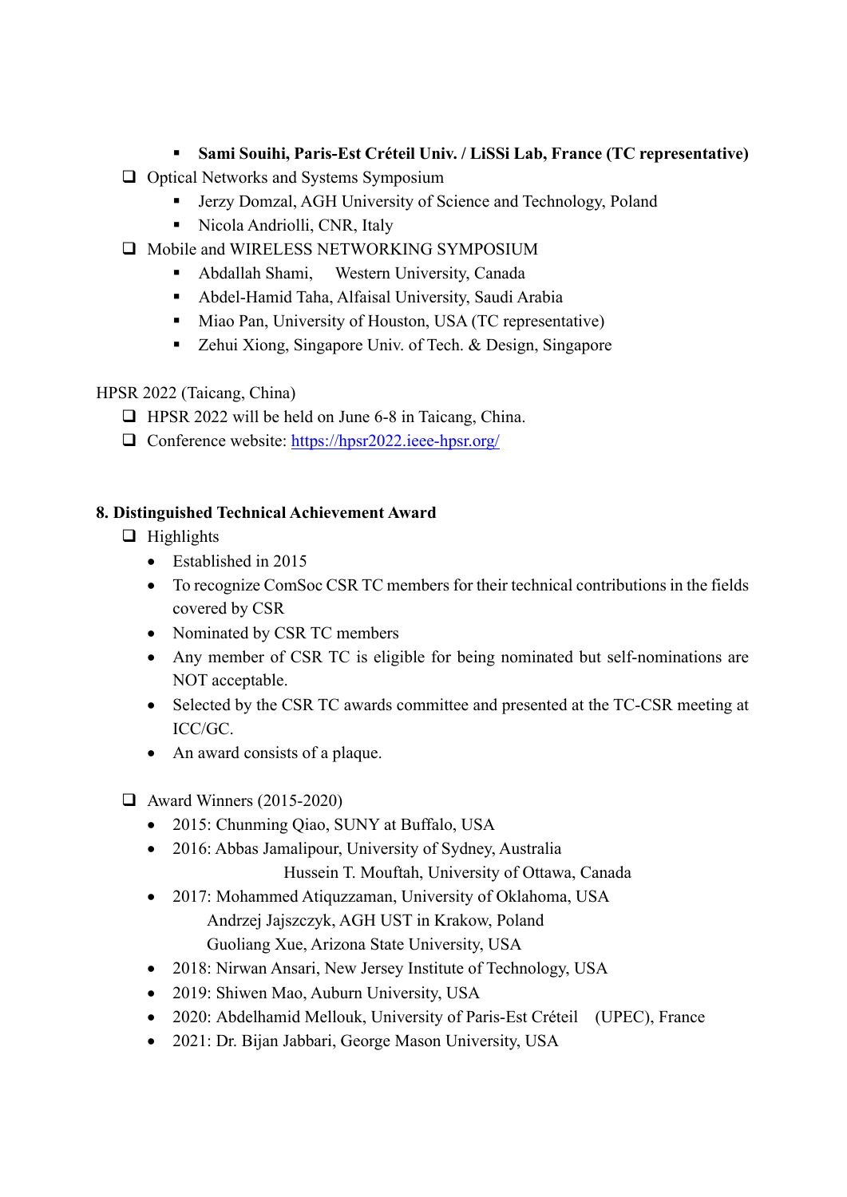- **Sami Souihi, Paris-Est Créteil Univ. / LiSSi Lab, France (TC representative)**
- Optical Networks and Systems Symposium
    - Jerzy Domzal, AGH University of Science and Technology, Poland
    - Nicola Andriolli, CNR, Italy
- Mobile and WIRELESS NETWORKING SYMPOSIUM
    - Abdallah Shami, Western University, Canada
    - Abdel-Hamid Taha, Alfaisal University, Saudi Arabia
    - Miao Pan, University of Houston, USA (TC representative)
    - Zehui Xiong, Singapore Univ. of Tech. & Design, Singapore

HPSR 2022 (Taicang, China)

- HPSR 2022 will be held on June 6-8 in Taicang, China.
- Conference website: [https://hpsr2022.ieee-hpsr.org/](https://hpsr2022.ieee-hpsr.org/)

**8. Distinguished Technical Achievement Award**

- Highlights
    - Established in 2015
    - To recognize ComSoc CSR TC members for their technical contributions in the fields covered by CSR
    - Nominated by CSR TC members
    - Any member of CSR TC is eligible for being nominated but self-nominations are NOT acceptable.
    - Selected by the CSR TC awards committee and presented at the TC-CSR meeting at ICC/GC.
    - An award consists of a plaque.

- Award Winners (2015-2020)
    - 2015: Chunming Qiao, SUNY at Buffalo, USA
    - 2016: Abbas Jamalipour, University of Sydney, Australia
      Hussein T. Mouftah, University of Ottawa, Canada
    - 2017: Mohammed Atiquzzaman, University of Oklahoma, USA
      Andrzej Jajszczyk, AGH UST in Krakow, Poland
      Guoliang Xue, Arizona State University, USA
    - 2018: Nirwan Ansari, New Jersey Institute of Technology, USA
    - 2019: Shiwen Mao, Auburn University, USA
    - 2020: Abdelhamid Mellouk, University of Paris-Est Créteil (UPEC), France
    - 2021: Dr. Bijan Jabbari, George Mason University, USA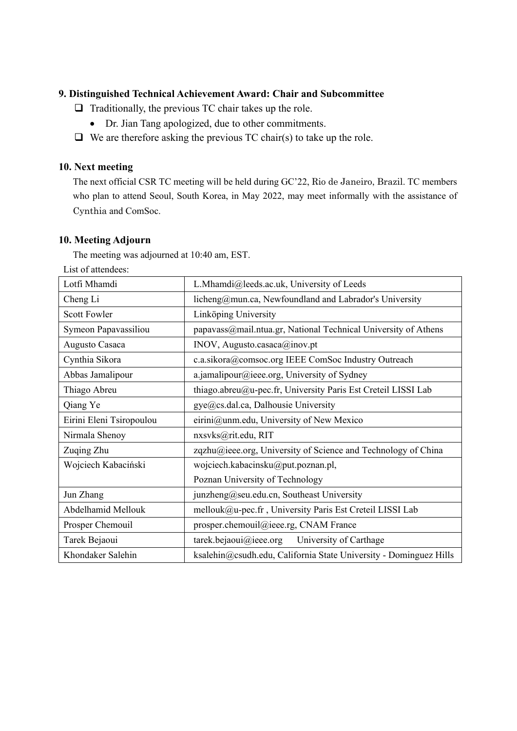### 9. Distinguished Technical Achievement Award: Chair and Subcommittee

- ❑ Traditionally, the previous TC chair takes up the role.
  - Dr. Jian Tang apologized, due to other commitments.
- ❑ We are therefore asking the previous TC chair(s) to take up the role.

### 10. Next meeting

The next official CSR TC meeting will be held during GC'22, Rio de Janeiro, Brazil. TC members who plan to attend Seoul, South Korea, in May 2022, may meet informally with the assistance of Cynthia and ComSoc.

### 10. Meeting Adjourn

The meeting was adjourned at 10:40 am, EST.

List of attendees:

| | |
|---|---|
| Lotfi Mhamdi | L.Mhamdi@leeds.ac.uk, University of Leeds |
| Cheng Li | licheng@mun.ca, Newfoundland and Labrador's University |
| Scott Fowler | Linköping University |
| Symeon Papavassiliou | papavass@mail.ntua.gr, National Technical University of Athens |
| Augusto Casaca | INOV, Augusto.casaca@inov.pt |
| Cynthia Sikora | c.a.sikora@comsoc.org IEEE ComSoc Industry Outreach |
| Abbas Jamalipour | a.jamalipour@ieee.org, University of Sydney |
| Thiago Abreu | thiago.abreu@u-pec.fr, University Paris Est Creteil LISSI Lab |
| Qiang Ye | gye@cs.dal.ca, Dalhousie University |
| Eirini Eleni Tsiropoulou | eirini@unm.edu, University of New Mexico |
| Nirmala Shenoy | nxsvks@rit.edu, RIT |
| Zuqing Zhu | zqzhu@ieee.org, University of Science and Technology of China |
| Wojciech Kabaciński | wojciech.kabacinsku@put.poznan.pl, Poznan University of Technology |
| Jun Zhang | junzheng@seu.edu.cn, Southeast University |
| Abdelhamid Mellouk | mellouk@u-pec.fr , University Paris Est Creteil LISSI Lab |
| Prosper Chemouil | prosper.chemouil@ieee.rg, CNAM France |
| Tarek Bejaoui | tarek.bejaoui@ieee.org University of Carthage |
| Khondaker Salehin | ksalehin@csudh.edu, California State University - Dominguez Hills |